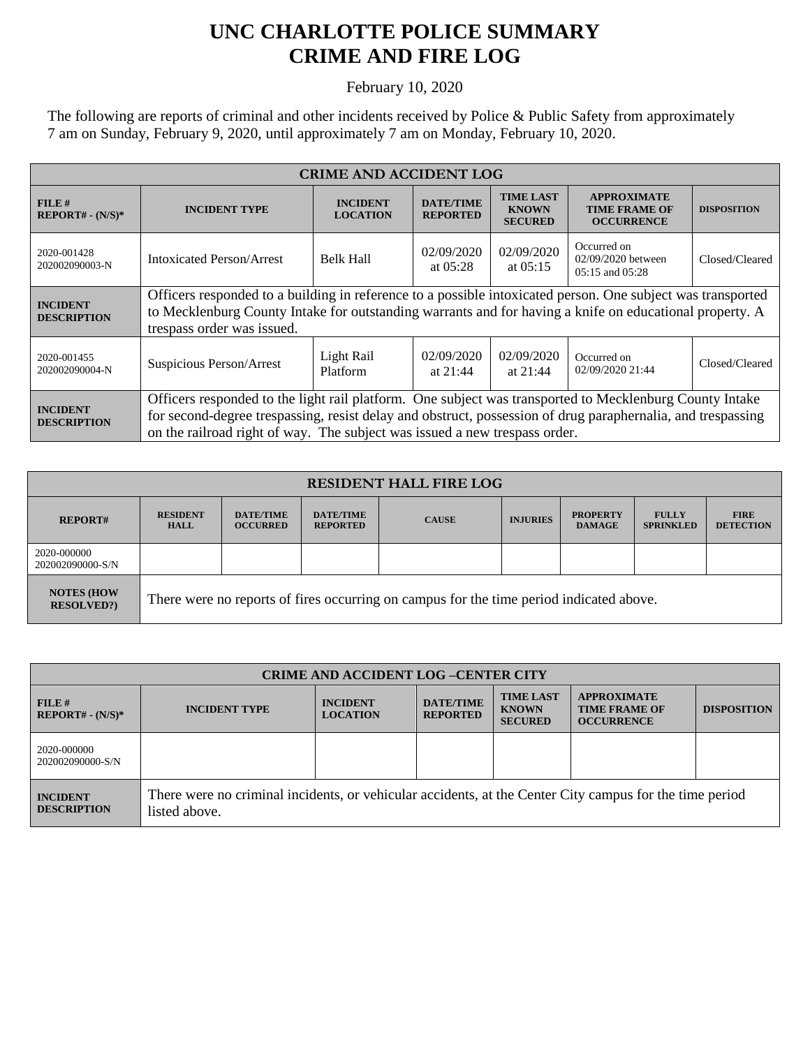# UNC CHARLOTTE POLICE SUMMARY
# CRIME AND FIRE LOG

February 10, 2020

The following are reports of criminal and other incidents received by Police & Public Safety from approximately 7 am on Sunday, February 9, 2020, until approximately 7 am on Monday, February 10, 2020.

| CRIME AND ACCIDENT LOG | | | | | | |
|---|---|---|---|---|---|---|
| **FILE # REPORT# - (N/S)*** | **INCIDENT TYPE** | **INCIDENT LOCATION** | **DATE/TIME REPORTED** | **TIME LAST KNOWN SECURED** | **APPROXIMATE TIME FRAME OF OCCURRENCE** | **DISPOSITION** |
| 2020-001428 202002090003-N | Intoxicated Person/Arrest | Belk Hall | 02/09/2020 at 05:28 | 02/09/2020 at 05:15 | Occurred on 02/09/2020 between 05:15 and 05:28 | Closed/Cleared |
| **INCIDENT DESCRIPTION** | Officers responded to a building in reference to a possible intoxicated person. One subject was transported to Mecklenburg County Intake for outstanding warrants and for having a knife on educational property. A trespass order was issued. | | | | | |
| 2020-001455 202002090004-N | Suspicious Person/Arrest | Light Rail Platform | 02/09/2020 at 21:44 | 02/09/2020 at 21:44 | Occurred on 02/09/2020 21:44 | Closed/Cleared |
| **INCIDENT DESCRIPTION** | Officers responded to the light rail platform. One subject was transported to Mecklenburg County Intake for second-degree trespassing, resist delay and obstruct, possession of drug paraphernalia, and trespassing on the railroad right of way. The subject was issued a new trespass order. | | | | | |

| RESIDENT HALL FIRE LOG | | | | | | | | |
|---|---|---|---|---|---|---|---|---|
| **REPORT#** | **RESIDENT HALL** | **DATE/TIME OCCURRED** | **DATE/TIME REPORTED** | **CAUSE** | **INJURIES** | **PROPERTY DAMAGE** | **FULLY SPRINKLED** | **FIRE DETECTION** |
| 2020-000000 202002090000-S/N | | | | | | | | |
| **NOTES (HOW RESOLVED?)** | There were no reports of fires occurring on campus for the time period indicated above. | | | | | | | |

| CRIME AND ACCIDENT LOG –CENTER CITY | | | | | | |
|---|---|---|---|---|---|---|
| **FILE # REPORT# - (N/S)*** | **INCIDENT TYPE** | **INCIDENT LOCATION** | **DATE/TIME REPORTED** | **TIME LAST KNOWN SECURED** | **APPROXIMATE TIME FRAME OF OCCURRENCE** | **DISPOSITION** |
| 2020-000000 202002090000-S/N | | | | | | |
| **INCIDENT DESCRIPTION** | There were no criminal incidents, or vehicular accidents, at the Center City campus for the time period listed above. | | | | | |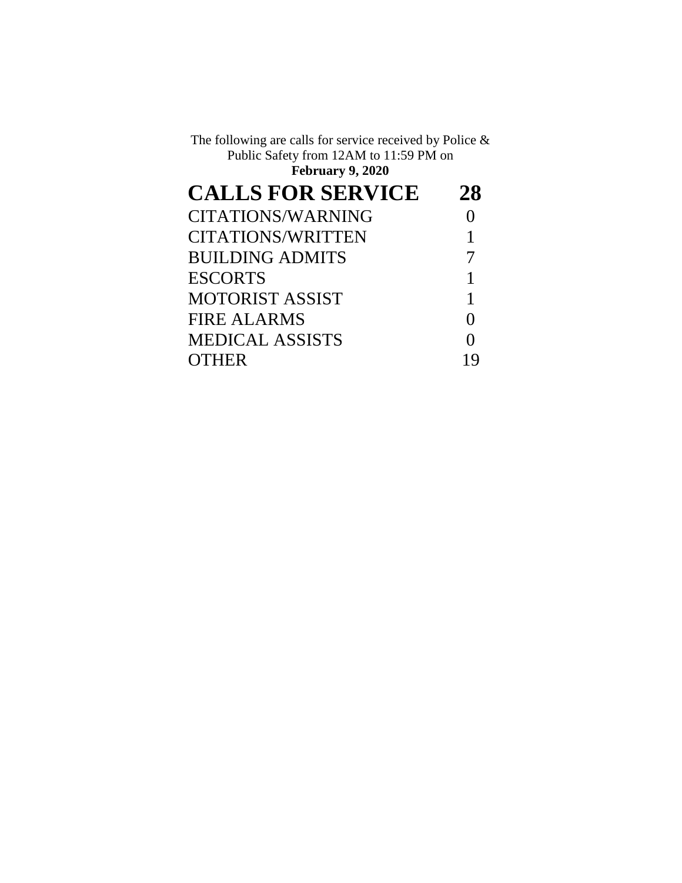The following are calls for service received by Police & Public Safety from 12AM to 11:59 PM on

**February 9, 2020**

| | |
|---|---|
| **CALLS FOR SERVICE** | **28** |
| CITATIONS/WARNING | 0 |
| CITATIONS/WRITTEN | 1 |
| BUILDING ADMITS | 7 |
| ESCORTS | 1 |
| MOTORIST ASSIST | 1 |
| FIRE ALARMS | 0 |
| MEDICAL ASSISTS | 0 |
| OTHER | 19 |